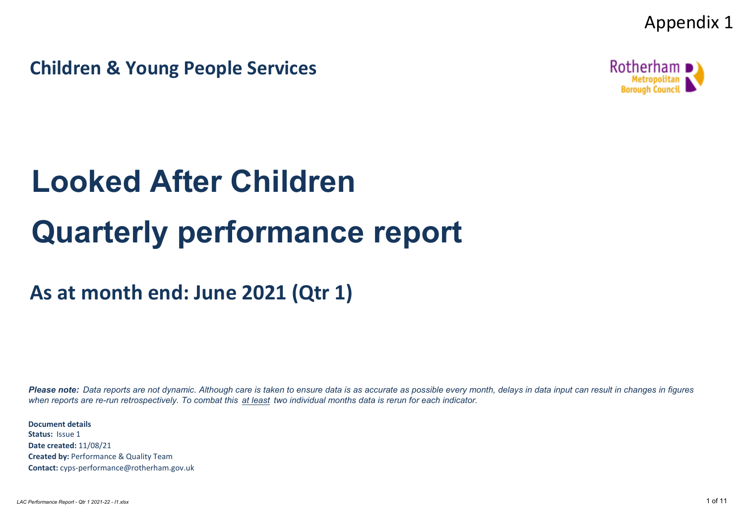Appendix 1

## Children & Young People Services

Rotherham Metropolitan Borough Council

# Looked After Children

# Quarterly performance report

## As at month end: June 2021 (Qtr 1)

***Please note:*** *Data reports are not dynamic. Although care is taken to ensure data is as accurate as possible every month, delays in data input can result in changes in figures when reports are re-run retrospectively. To combat this* *<u>at least</u>* *two individual months data is rerun for each indicator.*

**Document details**
**Status:** Issue 1
**Date created:** 11/08/21
**Created by:** Performance & Quality Team
**Contact:** cyps-performance@rotherham.gov.uk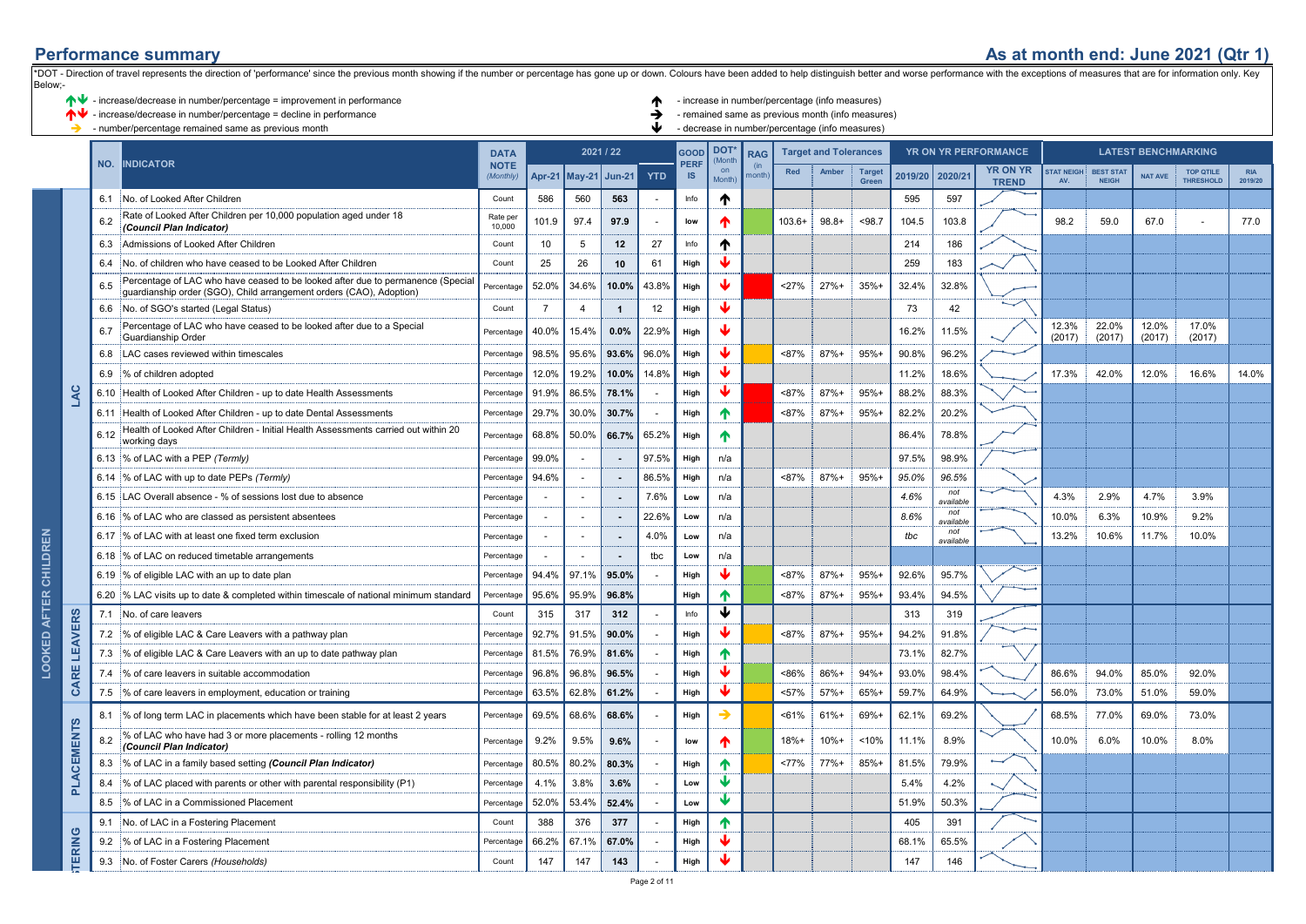## Performance summary

## As at month end: June 2021 (Qtr 1)

*DOT - Direction of travel represents the direction of 'performance' since the previous month showing if the number or percentage has gone up or down. Colours have been added to help distinguish better and worse performance with the exceptions of measures that are for information only. Key Below;-

- ↑↓ - increase/decrease in number/percentage = improvement in performance
- ↑↓ - increase/decrease in number/percentage = decline in performance
- → - number/percentage remained same as previous month
- ↑ - increase in number/percentage (info measures)
- → - remained same as previous month (info measures)
- ↓ - decrease in number/percentage (info measures)

| | NO. | INDICATOR | DATA NOTE (Monthly) | Apr-21 | May-21 | Jun-21 | YTD | GOOD PERF IS | DOT* (Month on Month) | RAG (in month) | Red | Amber | Target Green | 2019/20 | 2020/21 | YR ON YR TREND | STAT NEIGH AV. | BEST STAT NEIGH | NAT AVE | TOP QTILE THRESHOLD | RIA 2019/20 |
|---|---|---|---|---|---|---|---|---|---|---|---|---|---|---|---|---|---|---|---|---|---|
| LAC | 6.1 | No. of Looked After Children | Count | 586 | 560 | 563 | - | Info | ↑ | | | | | 595 | 597 | | | | | | |
| LAC | 6.2 | Rate of Looked After Children per 10,000 population aged under 18 *(Council Plan Indicator)* | Rate per 10,000 | 101.9 | 97.4 | 97.9 | - | low | ↑ | | 103.6+ | 98.8+ | <98.7 | 104.5 | 103.8 | | 98.2 | 59.0 | 67.0 | - | 77.0 |
| LAC | 6.3 | Admissions of Looked After Children | Count | 10 | 5 | 12 | 27 | Info | ↑ | | | | | 214 | 186 | | | | | | |
| LAC | 6.4 | No. of children who have ceased to be Looked After Children | Count | 25 | 26 | 10 | 61 | High | ↓ | | | | | 259 | 183 | | | | | | |
| LAC | 6.5 | Percentage of LAC who have ceased to be looked after due to permanence (Special guardianship order (SGO), Child arrangement orders (CAO), Adoption) | Percentage | 52.0% | 34.6% | 10.0% | 43.8% | High | ↓ | | <27% | 27%+ | 35%+ | 32.4% | 32.8% | | | | | | |
| LAC | 6.6 | No. of SGO's started (Legal Status) | Count | 7 | 4 | 1 | 12 | High | ↓ | | | | | 73 | 42 | | | | | | |
| LAC | 6.7 | Percentage of LAC who have ceased to be looked after due to a Special Guardianship Order | Percentage | 40.0% | 15.4% | 0.0% | 22.9% | High | ↓ | | | | | 16.2% | 11.5% | | 12.3% (2017) | 22.0% (2017) | 12.0% (2017) | 17.0% (2017) | |
| LAC | 6.8 | LAC cases reviewed within timescales | Percentage | 98.5% | 95.6% | 93.6% | 96.0% | High | ↓ | | <87% | 87%+ | 95%+ | 90.8% | 96.2% | | | | | | |
| LAC | 6.9 | % of children adopted | Percentage | 12.0% | 19.2% | 10.0% | 14.8% | High | ↓ | | | | | 11.2% | 18.6% | | 17.3% | 42.0% | 12.0% | 16.6% | 14.0% |
| LAC | 6.10 | Health of Looked After Children - up to date Health Assessments | Percentage | 91.9% | 86.5% | 78.1% | - | High | ↓ | | <87% | 87%+ | 95%+ | 88.2% | 88.3% | | | | | | |
| LAC | 6.11 | Health of Looked After Children - up to date Dental Assessments | Percentage | 29.7% | 30.0% | 30.7% | - | High | ↑ | | <87% | 87%+ | 95%+ | 82.2% | 20.2% | | | | | | |
| LAC | 6.12 | Health of Looked After Children - Initial Health Assessments carried out within 20 working days | Percentage | 68.8% | 50.0% | 66.7% | 65.2% | High | ↑ | | | | | 86.4% | 78.8% | | | | | | |
| LAC | 6.13 | % of LAC with a PEP *(Termly)* | Percentage | 99.0% | - | - | 97.5% | High | n/a | | | | | 97.5% | 98.9% | | | | | | |
| LAC | 6.14 | % of LAC with up to date PEPs *(Termly)* | Percentage | 94.6% | - | - | 86.5% | High | n/a | | <87% | 87%+ | 95%+ | *95.0%* | *96.5%* | | | | | | |
| LAC | 6.15 | LAC Overall absence - % of sessions lost due to absence | Percentage | - | - | - | 7.6% | Low | n/a | | | | | *4.6%* | *not available* | | 4.3% | 2.9% | 4.7% | 3.9% | |
| LAC | 6.16 | % of LAC who are classed as persistent absentees | Percentage | - | - | - | 22.6% | Low | n/a | | | | | *8.6%* | *not available* | | 10.0% | 6.3% | 10.9% | 9.2% | |
| LAC | 6.17 | % of LAC with at least one fixed term exclusion | Percentage | - | - | - | 4.0% | Low | n/a | | | | | *tbc* | *not available* | | 13.2% | 10.6% | 11.7% | 10.0% | |
| LAC | 6.18 | % of LAC on reduced timetable arrangements | Percentage | - | - | - | tbc | Low | n/a | | | | | | | | | | | | |
| LAC | 6.19 | % of eligible LAC with an up to date plan | Percentage | 94.4% | 97.1% | 95.0% | - | High | ↓ | | <87% | 87%+ | 95%+ | 92.6% | 95.7% | | | | | | |
| LAC | 6.20 | % LAC visits up to date & completed within timescale of national minimum standard | Percentage | 95.6% | 95.9% | 96.8% | | High | ↑ | | <87% | 87%+ | 95%+ | 93.4% | 94.5% | | | | | | |
| CARE LEAVERS | 7.1 | No. of care leavers | Count | 315 | 317 | 312 | - | Info | ↓ | | | | | 313 | 319 | | | | | | |
| CARE LEAVERS | 7.2 | % of eligible LAC & Care Leavers with a pathway plan | Percentage | 92.7% | 91.5% | 90.0% | - | High | ↓ | | <87% | 87%+ | 95%+ | 94.2% | 91.8% | | | | | | |
| CARE LEAVERS | 7.3 | % of eligible LAC & Care Leavers with an up to date pathway plan | Percentage | 81.5% | 76.9% | 81.6% | - | High | ↑ | | | | | 73.1% | 82.7% | | | | | | |
| CARE LEAVERS | 7.4 | % of care leavers in suitable accommodation | Percentage | 96.8% | 96.8% | 96.5% | - | High | ↓ | | <86% | 86%+ | 94%+ | 93.0% | 98.4% | | 86.6% | 94.0% | 85.0% | 92.0% | |
| CARE LEAVERS | 7.5 | % of care leavers in employment, education or training | Percentage | 63.5% | 62.8% | 61.2% | - | High | ↓ | | <57% | 57%+ | 65%+ | 59.7% | 64.9% | | 56.0% | 73.0% | 51.0% | 59.0% | |
| PLACEMENTS | 8.1 | % of long term LAC in placements which have been stable for at least 2 years | Percentage | 69.5% | 68.6% | 68.6% | - | High | → | | <61% | 61%+ | 69%+ | 62.1% | 69.2% | | 68.5% | 77.0% | 69.0% | 73.0% | |
| PLACEMENTS | 8.2 | % of LAC who have had 3 or more placements - rolling 12 months *(Council Plan Indicator)* | Percentage | 9.2% | 9.5% | 9.6% | - | low | ↑ | | 18%+ | 10%+ | <10% | 11.1% | 8.9% | | 10.0% | 6.0% | 10.0% | 8.0% | |
| PLACEMENTS | 8.3 | % of LAC in a family based setting *(Council Plan Indicator)* | Percentage | 80.5% | 80.2% | 80.3% | - | High | ↑ | | <77% | 77%+ | 85%+ | 81.5% | 79.9% | | | | | | |
| PLACEMENTS | 8.4 | % of LAC placed with parents or other with parental responsibility (P1) | Percentage | 4.1% | 3.8% | 3.6% | - | Low | ↓ | | | | | 5.4% | 4.2% | | | | | | |
| PLACEMENTS | 8.5 | % of LAC in a Commissioned Placement | Percentage | 52.0% | 53.4% | 52.4% | - | Low | ↓ | | | | | 51.9% | 50.3% | | | | | | |
| FOSTERING | 9.1 | No. of LAC in a Fostering Placement | Count | 388 | 376 | 377 | - | High | ↑ | | | | | 405 | 391 | | | | | | |
| FOSTERING | 9.2 | % of LAC in a Fostering Placement | Percentage | 66.2% | 67.1% | 67.0% | - | High | ↓ | | | | | 68.1% | 65.5% | | | | | | |
| FOSTERING | 9.3 | No. of Foster Carers *(Households)* | Count | 147 | 147 | 143 | - | High | ↓ | | | | | 147 | 146 | | | | | | |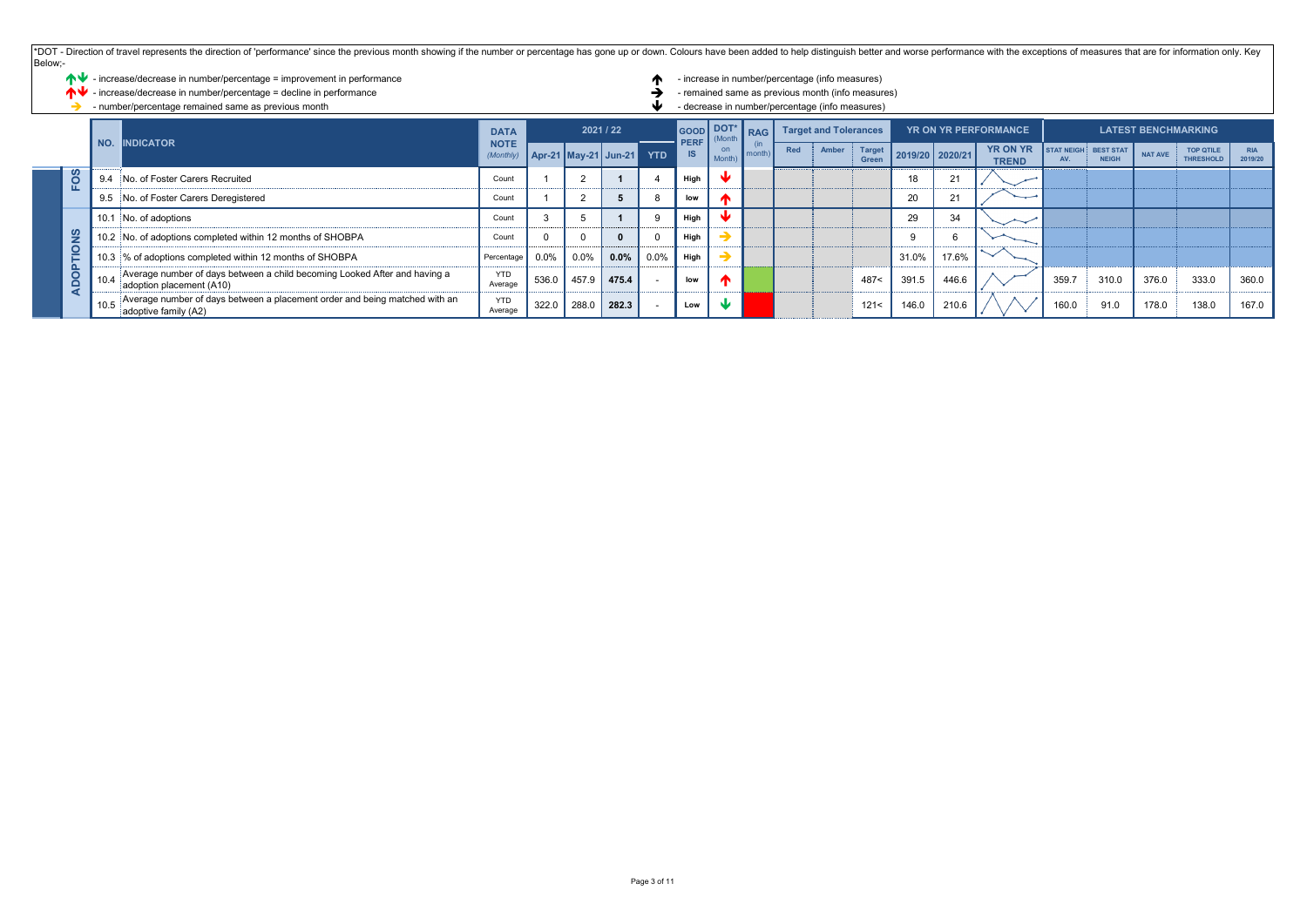*DOT - Direction of travel represents the direction of 'performance' since the previous month showing if the number or percentage has gone up or down. Colours have been added to help distinguish better and worse performance with the exceptions of measures that are for information only. Key Below;-

- ↑↓ - increase/decrease in number/percentage = improvement in performance
- ↑↓ - increase/decrease in number/percentage = decline in performance
- → - number/percentage remained same as previous month
- ↑ - increase in number/percentage (info measures)
- → - remained same as previous month (info measures)
- ↓ - decrease in number/percentage (info measures)

| | NO. | INDICATOR | DATA NOTE (Monthly) | 2021 / 22 | | | | GOOD PERF IS | DOT* (Month on Month) | RAG (in month) | Target and Tolerances | | | YR ON YR PERFORMANCE | | | LATEST BENCHMARKING | | | | |
|---|---|---|---|---|---|---|---|---|---|---|---|---|---|---|---|---|---|---|---|---|---|
| | | | | Apr-21 | May-21 | Jun-21 | YTD | | | | Red | Amber | Target Green | 2019/20 | 2020/21 | YR ON YR TREND | STAT NEIGH AV. | BEST STAT NEIGH | NAT AVE | TOP QTILE THRESHOLD | RIA 2019/20 |
| FOS | 9.4 | No. of Foster Carers Recruited | Count | 1 | 2 | **1** | 4 | High | ↓ | | | | | 18 | 21 | | | | | | |
| FOS | 9.5 | No. of Foster Carers Deregistered | Count | 1 | 2 | **5** | 8 | low | ↑ | | | | | 20 | 21 | | | | | | |
| ADOPTIONS | 10.1 | No. of adoptions | Count | 3 | 5 | **1** | 9 | High | ↓ | | | | | 29 | 34 | | | | | | |
| ADOPTIONS | 10.2 | No. of adoptions completed within 12 months of SHOBPA | Count | 0 | 0 | **0** | 0 | High | → | | | | | 9 | 6 | | | | | | |
| ADOPTIONS | 10.3 | % of adoptions completed within 12 months of SHOBPA | Percentage | 0.0% | 0.0% | **0.0%** | 0.0% | High | → | | | | | 31.0% | 17.6% | | | | | | |
| ADOPTIONS | 10.4 | Average number of days between a child becoming Looked After and having a adoption placement (A10) | YTD Average | 536.0 | 457.9 | **475.4** | - | low | ↑ | Green | | | 487< | 391.5 | 446.6 | | 359.7 | 310.0 | 376.0 | 333.0 | 360.0 |
| ADOPTIONS | 10.5 | Average number of days between a placement order and being matched with an adoptive family (A2) | YTD Average | 322.0 | 288.0 | **282.3** | - | Low | ↓ | Red | | | 121< | 146.0 | 210.6 | | 160.0 | 91.0 | 178.0 | 138.0 | 167.0 |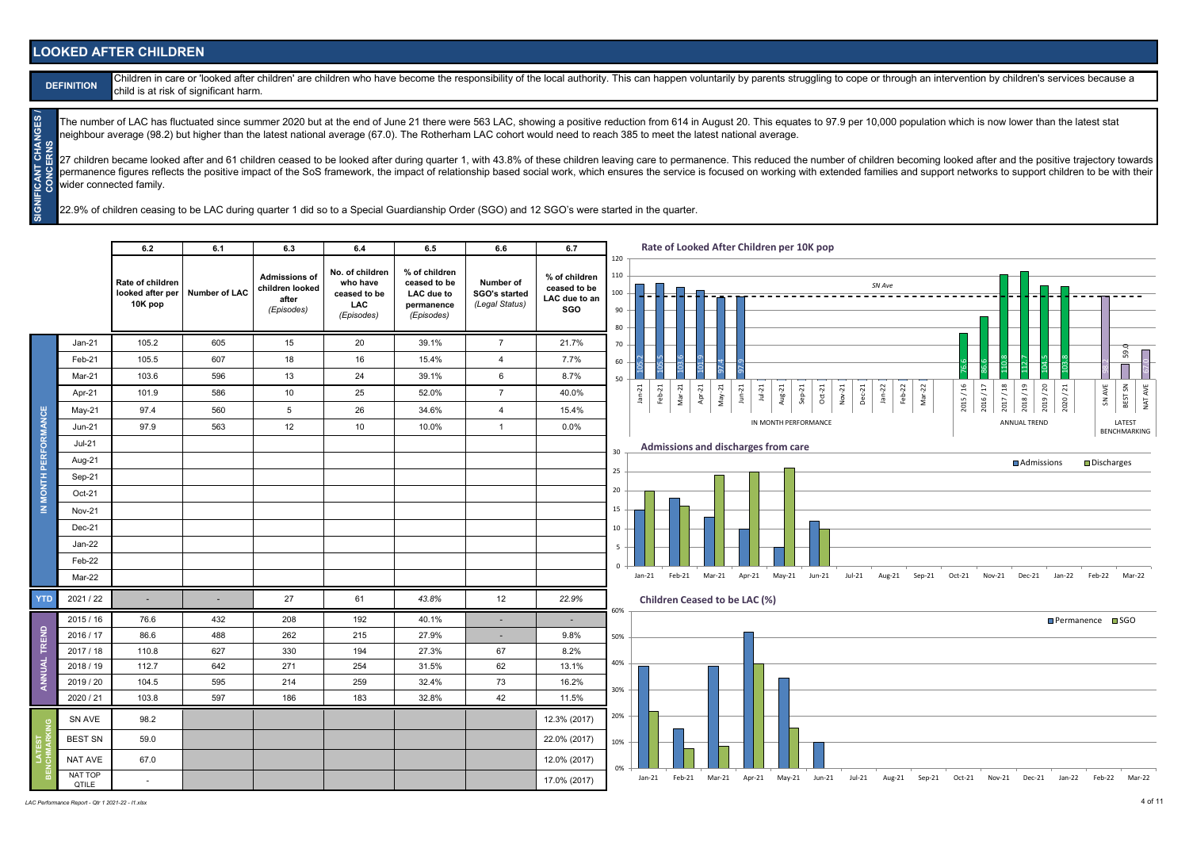# LOOKED AFTER CHILDREN

**DEFINITION**

Children in care or 'looked after children' are children who have become the responsibility of the local authority. This can happen voluntarily by parents struggling to cope or through an intervention by children's services because a child is at risk of significant harm.

**SIGNIFICANT CHANGES / CONCERNS**

The number of LAC has fluctuated since summer 2020 but at the end of June 21 there were 563 LAC, showing a positive reduction from 614 in August 20. This equates to 97.9 per 10,000 population which is now lower than the latest stat neighbour average (98.2) but higher than the latest national average (67.0). The Rotherham LAC cohort would need to reach 385 to meet the latest national average.

27 children became looked after and 61 children ceased to be looked after during quarter 1, with 43.8% of these children leaving care to permanence. This reduced the number of children becoming looked after and the positive trajectory towards permanence figures reflects the positive impact of the SoS framework, the impact of relationship based social work, which ensures the service is focused on working with extended families and support networks to support children to be with their wider connected family.

22.9% of children ceasing to be LAC during quarter 1 did so to a Special Guardianship Order (SGO) and 12 SGO's were started in the quarter.

| | | 6.2 | 6.1 | 6.3 | 6.4 | 6.5 | 6.6 | 6.7 |
|---|---|---|---|---|---|---|---|---|
| | | Rate of children looked after per 10K pop | Number of LAC | Admissions of children looked after (Episodes) | No. of children who have ceased to be LAC (Episodes) | % of children ceased to be LAC due to permanence (Episodes) | Number of SGO's started (Legal Status) | % of children ceased to be LAC due to an SGO |
| IN MONTH PERFORMANCE | Jan-21 | 105.2 | 605 | 15 | 20 | 39.1% | 7 | 21.7% |
| | Feb-21 | 105.5 | 607 | 18 | 16 | 15.4% | 4 | 7.7% |
| | Mar-21 | 103.6 | 596 | 13 | 24 | 39.1% | 6 | 8.7% |
| | Apr-21 | 101.9 | 586 | 10 | 25 | 52.0% | 7 | 40.0% |
| | May-21 | 97.4 | 560 | 5 | 26 | 34.6% | 4 | 15.4% |
| | Jun-21 | 97.9 | 563 | 12 | 10 | 10.0% | 1 | 0.0% |
| | Jul-21 | | | | | | | |
| | Aug-21 | | | | | | | |
| | Sep-21 | | | | | | | |
| | Oct-21 | | | | | | | |
| | Nov-21 | | | | | | | |
| | Dec-21 | | | | | | | |
| | Jan-22 | | | | | | | |
| | Feb-22 | | | | | | | |
| | Mar-22 | | | | | | | |
| YTD | 2021 / 22 | - | - | 27 | 61 | 43.8% | 12 | 22.9% |
| ANNUAL TREND | 2015 / 16 | 76.6 | 432 | 208 | 192 | 40.1% | - | - |
| | 2016 / 17 | 86.6 | 488 | 262 | 215 | 27.9% | - | 9.8% |
| | 2017 / 18 | 110.8 | 627 | 330 | 194 | 27.3% | 67 | 8.2% |
| | 2018 / 19 | 112.7 | 642 | 271 | 254 | 31.5% | 62 | 13.1% |
| | 2019 / 20 | 104.5 | 595 | 214 | 259 | 32.4% | 73 | 16.2% |
| | 2020 / 21 | 103.8 | 597 | 186 | 183 | 32.8% | 42 | 11.5% |
| LATEST BENCHMARKING | SN AVE | 98.2 | | | | | | 12.3% (2017) |
| | BEST SN | 59.0 | | | | | | 22.0% (2017) |
| | NAT AVE | 67.0 | | | | | | 12.0% (2017) |
| | NAT TOP QTILE | - | | | | | | 17.0% (2017) |

**Rate of Looked After Children per 10K pop**

**Admissions and discharges from care**

**Children Ceased to be LAC (%)**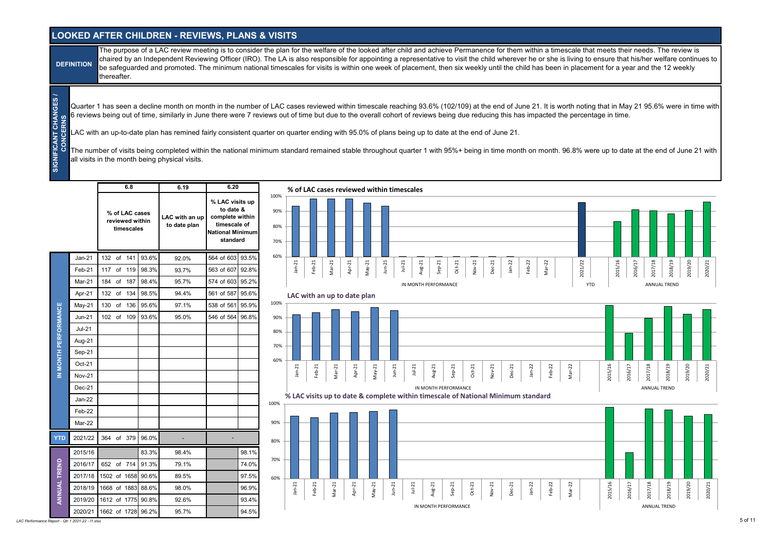# LOOKED AFTER CHILDREN - REVIEWS, PLANS & VISITS

**DEFINITION**

The purpose of a LAC review meeting is to consider the plan for the welfare of the looked after child and achieve Permanence for them within a timescale that meets their needs. The review is chaired by an Independent Reviewing Officer (IRO). The LA is also responsible for appointing a representative to visit the child wherever he or she is living to ensure that his/her welfare continues to be safeguarded and promoted. The minimum national timescales for visits is within one week of placement, then six weekly until the child has been in placement for a year and the 12 weekly thereafter.

**SIGNIFICANT CHANGES / CONCERNS**

Quarter 1 has seen a decline month on month in the number of LAC cases reviewed within timescale reaching 93.6% (102/109) at the end of June 21. It is worth noting that in May 21 95.6% were in time with 6 reviews being out of time, similarly in June there were 7 reviews out of time but due to the overall cohort of reviews being due reducing this has impacted the percentage in time.

LAC with an up-to-date plan has remined fairly consistent quarter on quarter ending with 95.0% of plans being up to date at the end of June 21.

The number of visits being completed within the national minimum standard remained stable throughout quarter 1 with 95%+ being in time month on month. 96.8% were up to date at the end of June 21 with all visits in the month being physical visits.

| | | 6.8 | | 6.19 | 6.20 | |
|---|---|---|---|---|---|---|
| | | % of LAC cases reviewed within timescales | | LAC with an up to date plan | % LAC visits up to date & complete within timescale of National Minimum standard | |
| IN MONTH PERFORMANCE | Jan-21 | 132 of 141 | 93.6% | 92.0% | 564 of 603 | 93.5% |
| | Feb-21 | 117 of 119 | 98.3% | 93.7% | 563 of 607 | 92.8% |
| | Mar-21 | 184 of 187 | 98.4% | 95.7% | 574 of 603 | 95.2% |
| | Apr-21 | 132 of 134 | 98.5% | 94.4% | 561 of 587 | 95.6% |
| | May-21 | 130 of 136 | 95.6% | 97.1% | 538 of 561 | 95.9% |
| | Jun-21 | 102 of 109 | 93.6% | 95.0% | 546 of 564 | 96.8% |
| | Jul-21 | | | | | |
| | Aug-21 | | | | | |
| | Sep-21 | | | | | |
| | Oct-21 | | | | | |
| | Nov-21 | | | | | |
| | Dec-21 | | | | | |
| | Jan-22 | | | | | |
| | Feb-22 | | | | | |
| | Mar-22 | | | | | |
| YTD | 2021/22 | 364 of 379 | 96.0% | - | - | |
| ANNUAL TREND | 2015/16 | | 83.3% | 98.4% | | 98.1% |
| | 2016/17 | 652 of 714 | 91.3% | 79.1% | | 74.0% |
| | 2017/18 | 1502 of 1658 | 90.6% | 89.5% | | 97.5% |
| | 2018/19 | 1668 of 1883 | 88.6% | 98.0% | | 96.9% |
| | 2019/20 | 1612 of 1775 | 90.8% | 92.6% | | 93.4% |
| | 2020/21 | 1662 of 1728 | 96.2% | 95.7% | | 94.5% |

**% of LAC cases reviewed within timescales**

**LAC with an up to date plan**

**% LAC visits up to date & complete within timescale of National Minimum standard**

*LAC Performance Report - Qtr 1 2021-22 - f1.xlsx*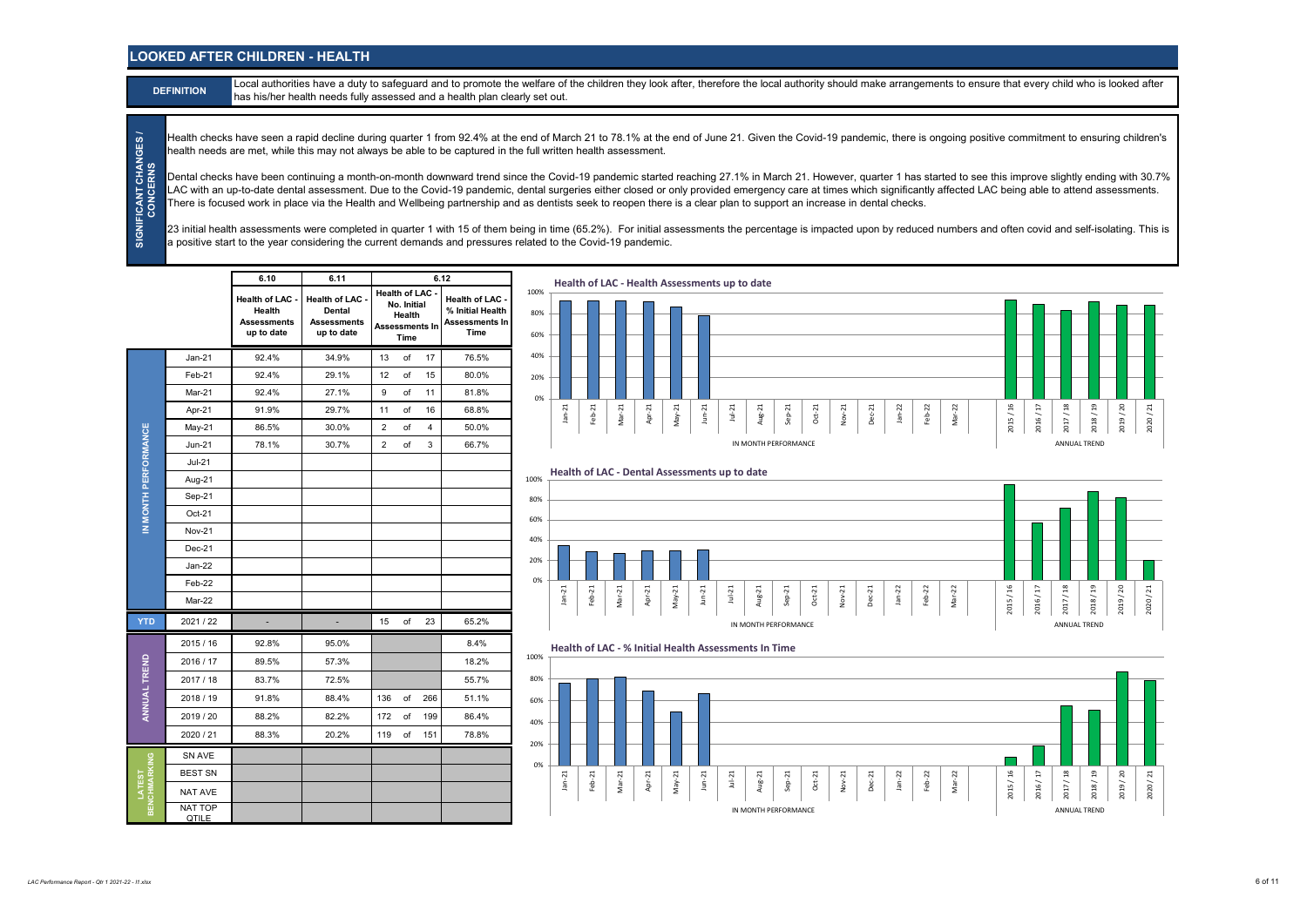# LOOKED AFTER CHILDREN - HEALTH

**DEFINITION**

Local authorities have a duty to safeguard and to promote the welfare of the children they look after, therefore the local authority should make arrangements to ensure that every child who is looked after has his/her health needs fully assessed and a health plan clearly set out.

**SIGNIFICANT CHANGES / CONCERNS**

Health checks have seen a rapid decline during quarter 1 from 92.4% at the end of March 21 to 78.1% at the end of June 21. Given the Covid-19 pandemic, there is ongoing positive commitment to ensuring children's health needs are met, while this may not always be able to be captured in the full written health assessment.

Dental checks have been continuing a month-on-month downward trend since the Covid-19 pandemic started reaching 27.1% in March 21. However, quarter 1 has started to see this improve slightly ending with 30.7% LAC with an up-to-date dental assessment. Due to the Covid-19 pandemic, dental surgeries either closed or only provided emergency care at times which significantly affected LAC being able to attend assessments. There is focused work in place via the Health and Wellbeing partnership and as dentists seek to reopen there is a clear plan to support an increase in dental checks.

23 initial health assessments were completed in quarter 1 with 15 of them being in time (65.2%). For initial assessments the percentage is impacted upon by reduced numbers and often covid and self-isolating. This is a positive start to the year considering the current demands and pressures related to the Covid-19 pandemic.

| | | 6.10 | 6.11 | 6.12 | |
|---|---|---|---|---|---|
| | | Health of LAC - Health Assessments up to date | Health of LAC - Dental Assessments up to date | Health of LAC - No. Initial Health Assessments In Time | Health of LAC - % Initial Health Assessments In Time |
| IN MONTH PERFORMANCE | Jan-21 | 92.4% | 34.9% | 13 of 17 | 76.5% |
| | Feb-21 | 92.4% | 29.1% | 12 of 15 | 80.0% |
| | Mar-21 | 92.4% | 27.1% | 9 of 11 | 81.8% |
| | Apr-21 | 91.9% | 29.7% | 11 of 16 | 68.8% |
| | May-21 | 86.5% | 30.0% | 2 of 4 | 50.0% |
| | Jun-21 | 78.1% | 30.7% | 2 of 3 | 66.7% |
| | Jul-21 | | | | |
| | Aug-21 | | | | |
| | Sep-21 | | | | |
| | Oct-21 | | | | |
| | Nov-21 | | | | |
| | Dec-21 | | | | |
| | Jan-22 | | | | |
| | Feb-22 | | | | |
| | Mar-22 | | | | |
| YTD | 2021 / 22 | - | - | 15 of 23 | 65.2% |
| ANNUAL TREND | 2015 / 16 | 92.8% | 95.0% | | 8.4% |
| | 2016 / 17 | 89.5% | 57.3% | | 18.2% |
| | 2017 / 18 | 83.7% | 72.5% | | 55.7% |
| | 2018 / 19 | 91.8% | 88.4% | 136 of 266 | 51.1% |
| | 2019 / 20 | 88.2% | 82.2% | 172 of 199 | 86.4% |
| | 2020 / 21 | 88.3% | 20.2% | 119 of 151 | 78.8% |
| LATEST BENCHMARKING | SN AVE | | | | |
| | BEST SN | | | | |
| | NAT AVE | | | | |
| | NAT TOP QTILE | | | | |

**Health of LAC - Health Assessments up to date**

**Health of LAC - Dental Assessments up to date**

**Health of LAC - % Initial Health Assessments In Time**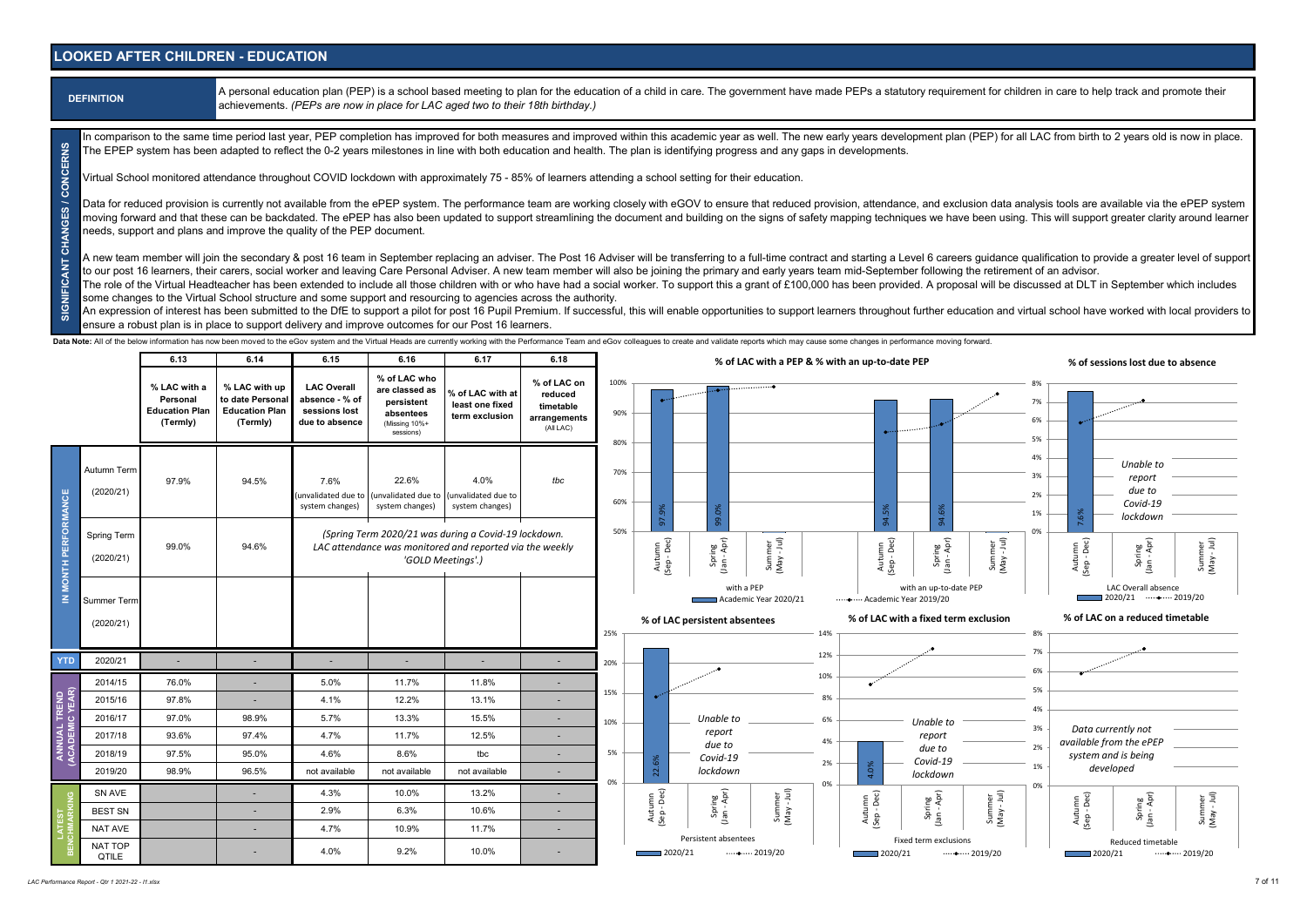# LOOKED AFTER CHILDREN - EDUCATION

**DEFINITION**

A personal education plan (PEP) is a school based meeting to plan for the education of a child in care. The government have made PEPs a statutory requirement for children in care to help track and promote their achievements. *(PEPs are now in place for LAC aged two to their 18th birthday.)*

**SIGNIFICANT CHANGES / CONCERNS**

In comparison to the same time period last year, PEP completion has improved for both measures and improved within this academic year as well. The new early years development plan (PEP) for all LAC from birth to 2 years old is now in place. The EPEP system has been adapted to reflect the 0-2 years milestones in line with both education and health. The plan is identifying progress and any gaps in developments.

Virtual School monitored attendance throughout COVID lockdown with approximately 75 - 85% of learners attending a school setting for their education.

Data for reduced provision is currently not available from the ePEP system. The performance team are working closely with eGOV to ensure that reduced provision, attendance, and exclusion data analysis tools are available via the ePEP system moving forward and that these can be backdated. The ePEP has also been updated to support streamlining the document and building on the signs of safety mapping techniques we have been using. This will support greater clarity around learner needs, support and plans and improve the quality of the PEP document.

A new team member will join the secondary & post 16 team in September replacing an adviser. The Post 16 Adviser will be transferring to a full-time contract and starting a Level 6 careers guidance qualification to provide a greater level of support to our post 16 learners, their carers, social worker and leaving Care Personal Adviser. A new team member will also be joining the primary and early years team mid-September following the retirement of an advisor.
The role of the Virtual Headteacher has been extended to include all those children with or who have had a social worker. To support this a grant of £100,000 has been provided. A proposal will be discussed at DLT in September which includes some changes to the Virtual School structure and some support and resourcing to agencies across the authority.
An expression of interest has been submitted to the DfE to support a pilot for post 16 Pupil Premium. If successful, this will enable opportunities to support learners throughout further education and virtual school have worked with local providers to ensure a robust plan is in place to support delivery and improve outcomes for our Post 16 learners.

Data Note: All of the below information has now been moved to the eGov system and the Virtual Heads are currently working with the Performance Team and eGov colleagues to create and validate reports which may cause some changes in performance moving forward.

| | | 6.13 | 6.14 | 6.15 | 6.16 | 6.17 | 6.18 |
|---|---|---|---|---|---|---|---|
| | | % LAC with a Personal Education Plan (Termly) | % LAC with up to date Personal Education Plan (Termly) | LAC Overall absence - % of sessions lost due to absence | % of LAC who are classed as persistent absentees (Missing 10%+ sessions) | % of LAC with at least one fixed term exclusion | % of LAC on reduced timetable arrangements (All LAC) |
| IN MONTH PERFORMANCE | Autumn Term (2020/21) | 97.9% | 94.5% | 7.6% (unvalidated due to system changes) | 22.6% (unvalidated due to system changes) | 4.0% (unvalidated due to system changes) | tbc |
| | Spring Term (2020/21) | 99.0% | 94.6% | *(Spring Term 2020/21 was during a Covid-19 lockdown. LAC attendance was monitored and reported via the weekly 'GOLD Meetings'.)* | | | |
| | Summer Term (2020/21) | | | | | | |
| YTD | 2020/21 | - | - | - | - | - | - |
| ANNUAL TREND (ACADEMIC YEAR) | 2014/15 | 76.0% | - | 5.0% | 11.7% | 11.8% | - |
| | 2015/16 | 97.8% | - | 4.1% | 12.2% | 13.1% | - |
| | 2016/17 | 97.0% | 98.9% | 5.7% | 13.3% | 15.5% | - |
| | 2017/18 | 93.6% | 97.4% | 4.7% | 11.7% | 12.5% | - |
| | 2018/19 | 97.5% | 95.0% | 4.6% | 8.6% | tbc | - |
| | 2019/20 | 98.9% | 96.5% | not available | not available | not available | - |
| LATEST BENCHMARKING | SN AVE | | - | 4.3% | 10.0% | 13.2% | - |
| | BEST SN | | - | 2.9% | 6.3% | 10.6% | - |
| | NAT AVE | | - | 4.7% | 10.9% | 11.7% | - |
| | NAT TOP QTILE | | - | 4.0% | 9.2% | 10.0% | - |

**% of LAC with a PEP & % with an up-to-date PEP**

with a PEP: Autumn (Sep - Dec) 97.9%; Spring (Jan - Apr) 99.0%; Summer (May - Jul)
with an up-to-date PEP: Autumn (Sep - Dec) 94.5%; Spring (Jan - Apr) 94.6%; Summer (May - Jul)
Academic Year 2020/21 / Academic Year 2019/20

**% of sessions lost due to absence**

LAC Overall absence: Autumn (Sep - Dec) 7.6%; Spring (Jan - Apr) / Summer (May - Jul): *Unable to report due to Covid-19 lockdown*
2020/21 / 2019/20

**% of LAC persistent absentees**

Persistent absentees: Autumn (Sep - Dec) 22.6%; Spring (Jan - Apr) / Summer (May - Jul): *Unable to report due to Covid-19 lockdown*
2020/21 / 2019/20

**% of LAC with a fixed term exclusion**

Fixed term exclusions: Autumn (Sep - Dec) 4.0%; Spring (Jan - Apr) / Summer (May - Jul): *Unable to report due to Covid-19 lockdown*
2020/21 / 2019/20

**% of LAC on a reduced timetable**

Reduced timetable: *Data currently not available from the ePEP system and is being developed*
2020/21 / 2019/20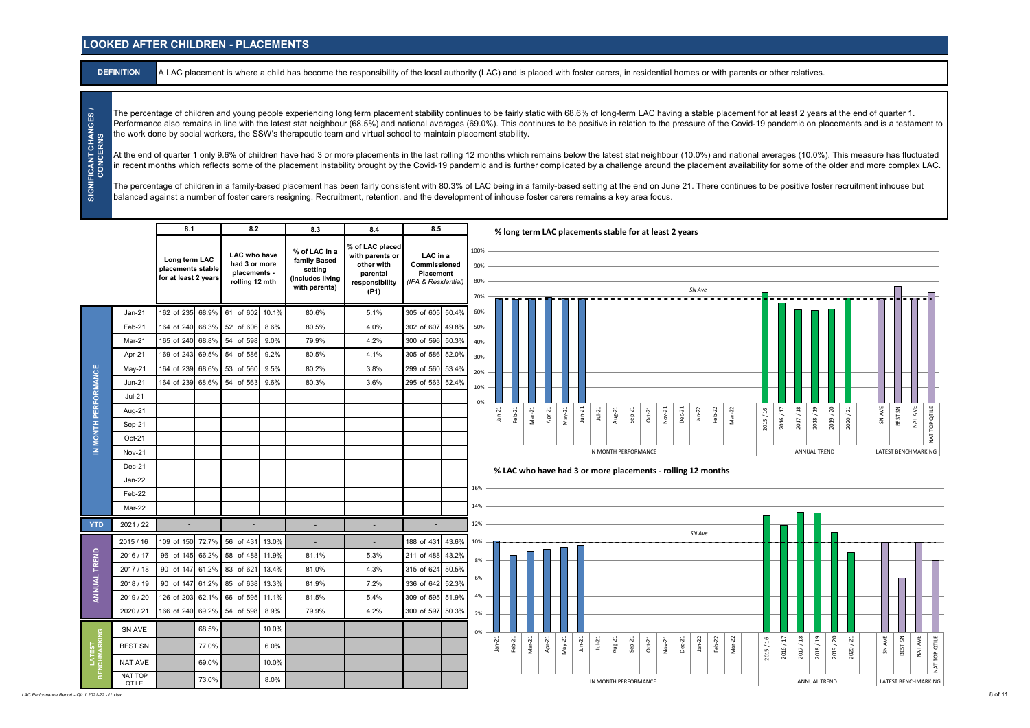# LOOKED AFTER CHILDREN - PLACEMENTS

**DEFINITION**

A LAC placement is where a child has become the responsibility of the local authority (LAC) and is placed with foster carers, in residential homes or with parents or other relatives.

**SIGNIFICANT CHANGES / CONCERNS**

The percentage of children and young people experiencing long term placement stability continues to be fairly static with 68.6% of long-term LAC having a stable placement for at least 2 years at the end of quarter 1. Performance also remains in line with the latest stat neighbour (68.5%) and national averages (69.0%). This continues to be positive in relation to the pressure of the Covid-19 pandemic on placements and is a testament to the work done by social workers, the SSW's therapeutic team and virtual school to maintain placement stability.

At the end of quarter 1 only 9.6% of children have had 3 or more placements in the last rolling 12 months which remains below the latest stat neighbour (10.0%) and national averages (10.0%). This measure has fluctuated in recent months which reflects some of the placement instability brought by the Covid-19 pandemic and is further complicated by a challenge around the placement availability for some of the older and more complex LAC.

The percentage of children in a family-based placement has been fairly consistent with 80.3% of LAC being in a family-based setting at the end on June 21. There continues to be positive foster recruitment inhouse but balanced against a number of foster carers resigning. Recruitment, retention, and the development of inhouse foster carers remains a key area focus.

| | | 8.1 | | 8.2 | | 8.3 | 8.4 | 8.5 | |
|---|---|---|---|---|---|---|---|---|---|
| | | Long term LAC placements stable for at least 2 years | | LAC who have had 3 or more placements - rolling 12 mth | | % of LAC in a family Based setting (includes living with parents) | % of LAC placed with parents or other with parental responsibility (P1) | LAC in a Commissioned Placement *(IFA & Residential)* | |
| IN MONTH PERFORMANCE | Jan-21 | 162 of 235 | 68.9% | 61 of 602 | 10.1% | 80.6% | 5.1% | 305 of 605 | 50.4% |
| | Feb-21 | 164 of 240 | 68.3% | 52 of 606 | 8.6% | 80.5% | 4.0% | 302 of 607 | 49.8% |
| | Mar-21 | 165 of 240 | 68.8% | 54 of 598 | 9.0% | 79.9% | 4.2% | 300 of 596 | 50.3% |
| | Apr-21 | 169 of 243 | 69.5% | 54 of 586 | 9.2% | 80.5% | 4.1% | 305 of 586 | 52.0% |
| | May-21 | 164 of 239 | 68.6% | 53 of 560 | 9.5% | 80.2% | 3.8% | 299 of 560 | 53.4% |
| | Jun-21 | 164 of 239 | 68.6% | 54 of 563 | 9.6% | 80.3% | 3.6% | 295 of 563 | 52.4% |
| | Jul-21 | | | | | | | | |
| | Aug-21 | | | | | | | | |
| | Sep-21 | | | | | | | | |
| | Oct-21 | | | | | | | | |
| | Nov-21 | | | | | | | | |
| | Dec-21 | | | | | | | | |
| | Jan-22 | | | | | | | | |
| | Feb-22 | | | | | | | | |
| | Mar-22 | | | | | | | | |
| YTD | 2021 / 22 | - | | - | | - | - | - | |
| ANNUAL TREND | 2015 / 16 | 109 of 150 | 72.7% | 56 of 431 | 13.0% | - | - | 188 of 431 | 43.6% |
| | 2016 / 17 | 96 of 145 | 66.2% | 58 of 488 | 11.9% | 81.1% | 5.3% | 211 of 488 | 43.2% |
| | 2017 / 18 | 90 of 147 | 61.2% | 83 of 621 | 13.4% | 81.0% | 4.3% | 315 of 624 | 50.5% |
| | 2018 / 19 | 90 of 147 | 61.2% | 85 of 638 | 13.3% | 81.9% | 7.2% | 336 of 642 | 52.3% |
| | 2019 / 20 | 126 of 203 | 62.1% | 66 of 595 | 11.1% | 81.5% | 5.4% | 309 of 595 | 51.9% |
| | 2020 / 21 | 166 of 240 | 69.2% | 54 of 598 | 8.9% | 79.9% | 4.2% | 300 of 597 | 50.3% |
| LATEST BENCHMARKING | SN AVE | | 68.5% | | 10.0% | | | | |
| | BEST SN | | 77.0% | | 6.0% | | | | |
| | NAT AVE | | 69.0% | | 10.0% | | | | |
| | NAT TOP QTILE | | 73.0% | | 8.0% | | | | |

**% long term LAC placements stable for at least 2 years**

**% LAC who have had 3 or more placements - rolling 12 months**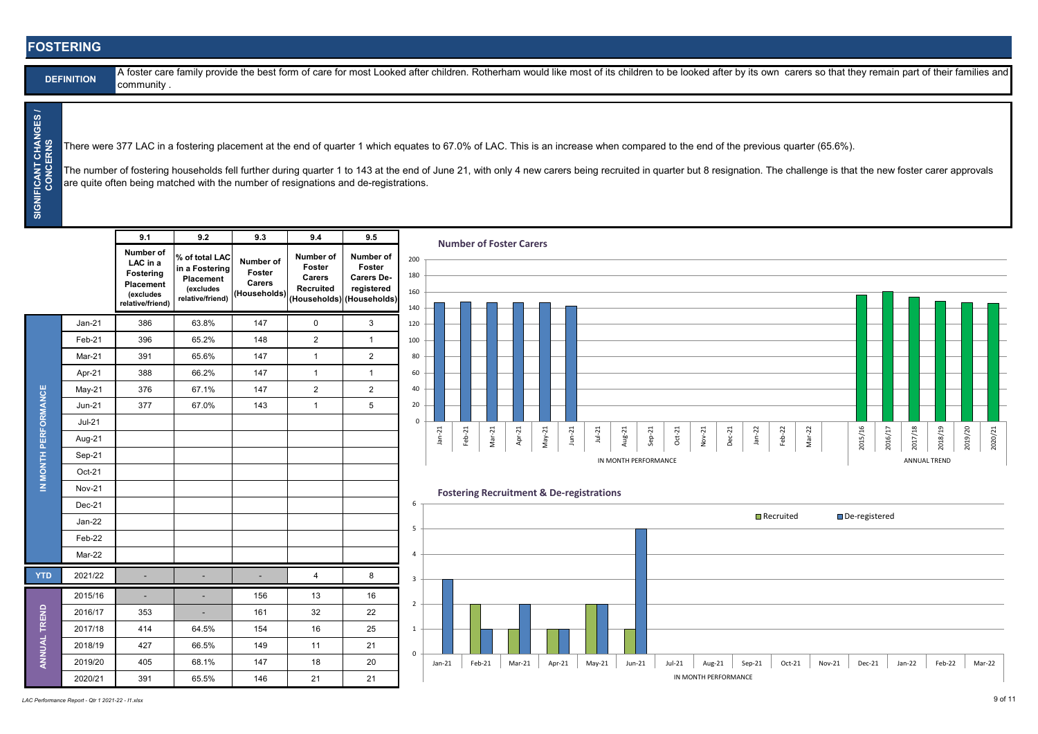# FOSTERING

**DEFINITION**

A foster care family provide the best form of care for most Looked after children. Rotherham would like most of its children to be looked after by its own carers so that they remain part of their families and community .

**SIGNIFICANT CHANGES / CONCERNS**

There were 377 LAC in a fostering placement at the end of quarter 1 which equates to 67.0% of LAC. This is an increase when compared to the end of the previous quarter (65.6%).

The number of fostering households fell further during quarter 1 to 143 at the end of June 21, with only 4 new carers being recruited in quarter but 8 resignation. The challenge is that the new foster carer approvals are quite often being matched with the number of resignations and de-registrations.

| | | 9.1 | 9.2 | 9.3 | 9.4 | 9.5 |
|---|---|---|---|---|---|---|
| | | Number of LAC in a Fostering Placement (excludes relative/friend) | % of total LAC in a Fostering Placement (excludes relative/friend) | Number of Foster Carers (Households) | Number of Foster Carers Recruited (Households) | Number of Foster Carers De-registered (Households) |
| IN MONTH PERFORMANCE | Jan-21 | 386 | 63.8% | 147 | 0 | 3 |
| | Feb-21 | 396 | 65.2% | 148 | 2 | 1 |
| | Mar-21 | 391 | 65.6% | 147 | 1 | 2 |
| | Apr-21 | 388 | 66.2% | 147 | 1 | 1 |
| | May-21 | 376 | 67.1% | 147 | 2 | 2 |
| | Jun-21 | 377 | 67.0% | 143 | 1 | 5 |
| | Jul-21 | | | | | |
| | Aug-21 | | | | | |
| | Sep-21 | | | | | |
| | Oct-21 | | | | | |
| | Nov-21 | | | | | |
| | Dec-21 | | | | | |
| | Jan-22 | | | | | |
| | Feb-22 | | | | | |
| | Mar-22 | | | | | |
| YTD | 2021/22 | - | - | - | 4 | 8 |
| ANNUAL TREND | 2015/16 | - | - | 156 | 13 | 16 |
| | 2016/17 | 353 | - | 161 | 32 | 22 |
| | 2017/18 | 414 | 64.5% | 154 | 16 | 25 |
| | 2018/19 | 427 | 66.5% | 149 | 11 | 21 |
| | 2019/20 | 405 | 68.1% | 147 | 18 | 20 |
| | 2020/21 | 391 | 65.5% | 146 | 21 | 21 |

**Number of Foster Carers**

**Fostering Recruitment & De-registrations**

*LAC Performance Report - Qtr 1 2021-22 - I1.xlsx*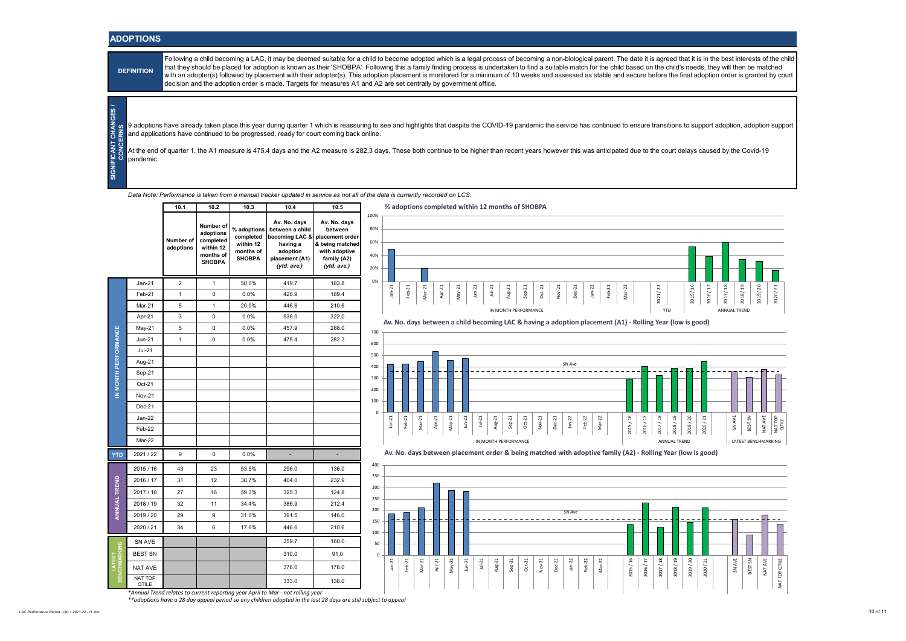# ADOPTIONS

**DEFINITION**

Following a child becoming a LAC, it may be deemed suitable for a child to become adopted which is a legal process of becoming a non-biological parent. The date it is agreed that it is in the best interests of the child that they should be placed for adoption is known as their 'SHOBPA'. Following this a family finding process is undertaken to find a suitable match for the child based on the child's needs, they will then be matched with an adopter(s) followed by placement with their adopter(s). This adoption placement is monitored for a minimum of 10 weeks and assessed as stable and secure before the final adoption order is granted by court decision and the adoption order is made. Targets for measures A1 and A2 are set centrally by government office.

**SIGNIFICANT CHANGES / CONCERNS**

9 adoptions have already taken place this year during quarter 1 which is reassuring to see and highlights that despite the COVID-19 pandemic the service has continued to ensure transitions to support adoption, adoption support and applications have continued to be progressed, ready for court coming back online.

At the end of quarter 1, the A1 measure is 475.4 days and the A2 measure is 282.3 days. These both continue to be higher than recent years however this was anticipated due to the court delays caused by the Covid-19 pandemic.

*Data Note: Performance is taken from a manual tracker updated in service as not all of the data is currently recorded on LCS.*

| | | 10.1 | 10.2 | 10.3 | 10.4 | 10.5 |
|---|---|---|---|---|---|---|
| | | Number of adoptions | Number of adoptions completed within 12 months of SHOBPA | % adoptions completed within 12 months of SHOBPA | Av. No. days between a child becoming LAC & having a adoption placement (A1) (ytd. ave.) | Av. No. days between placement order & being matched with adoptive family (A2) (ytd. ave.) |
| IN MONTH PERFORMANCE | Jan-21 | 2 | 1 | 50.0% | 419.7 | 183.8 |
| | Feb-21 | 1 | 0 | 0.0% | 426.9 | 189.4 |
| | Mar-21 | 5 | 1 | 20.0% | 446.6 | 210.6 |
| | Apr-21 | 3 | 0 | 0.0% | 536.0 | 322.0 |
| | May-21 | 5 | 0 | 0.0% | 457.9 | 288.0 |
| | Jun-21 | 1 | 0 | 0.0% | 475.4 | 282.3 |
| | Jul-21 | | | | | |
| | Aug-21 | | | | | |
| | Sep-21 | | | | | |
| | Oct-21 | | | | | |
| | Nov-21 | | | | | |
| | Dec-21 | | | | | |
| | Jan-22 | | | | | |
| | Feb-22 | | | | | |
| | Mar-22 | | | | | |
| YTD | 2021 / 22 | 9 | 0 | 0.0% | - | - |
| ANNUAL TREND | 2015 / 16 | 43 | 23 | 53.5% | 296.0 | 136.0 |
| | 2016 / 17 | 31 | 12 | 38.7% | 404.0 | 232.9 |
| | 2017 / 18 | 27 | 16 | 59.3% | 325.3 | 124.8 |
| | 2018 / 19 | 32 | 11 | 34.4% | 386.9 | 212.4 |
| | 2019 / 20 | 29 | 9 | 31.0% | 391.5 | 146.0 |
| | 2020 / 21 | 34 | 6 | 17.6% | 446.6 | 210.6 |
| LATEST BENCHMARKING | SN AVE | | | | 359.7 | 160.0 |
| | BEST SN | | | | 310.0 | 91.0 |
| | NAT AVE | | | | 376.0 | 178.0 |
| | NAT TOP QTILE | | | | 333.0 | 138.0 |

*\*Annual Trend relates to current reporting year April to Mar - not rolling year*

*\*\*adoptions have a 28 day appeal period so any children adopted in the last 28 days are still subject to appeal*

**% adoptions completed within 12 months of SHOBPA**

**Av. No. days between a child becoming LAC & having a adoption placement (A1) - Rolling Year (low is good)**

**Av. No. days between placement order & being matched with adoptive family (A2) - Rolling Year (low is good)**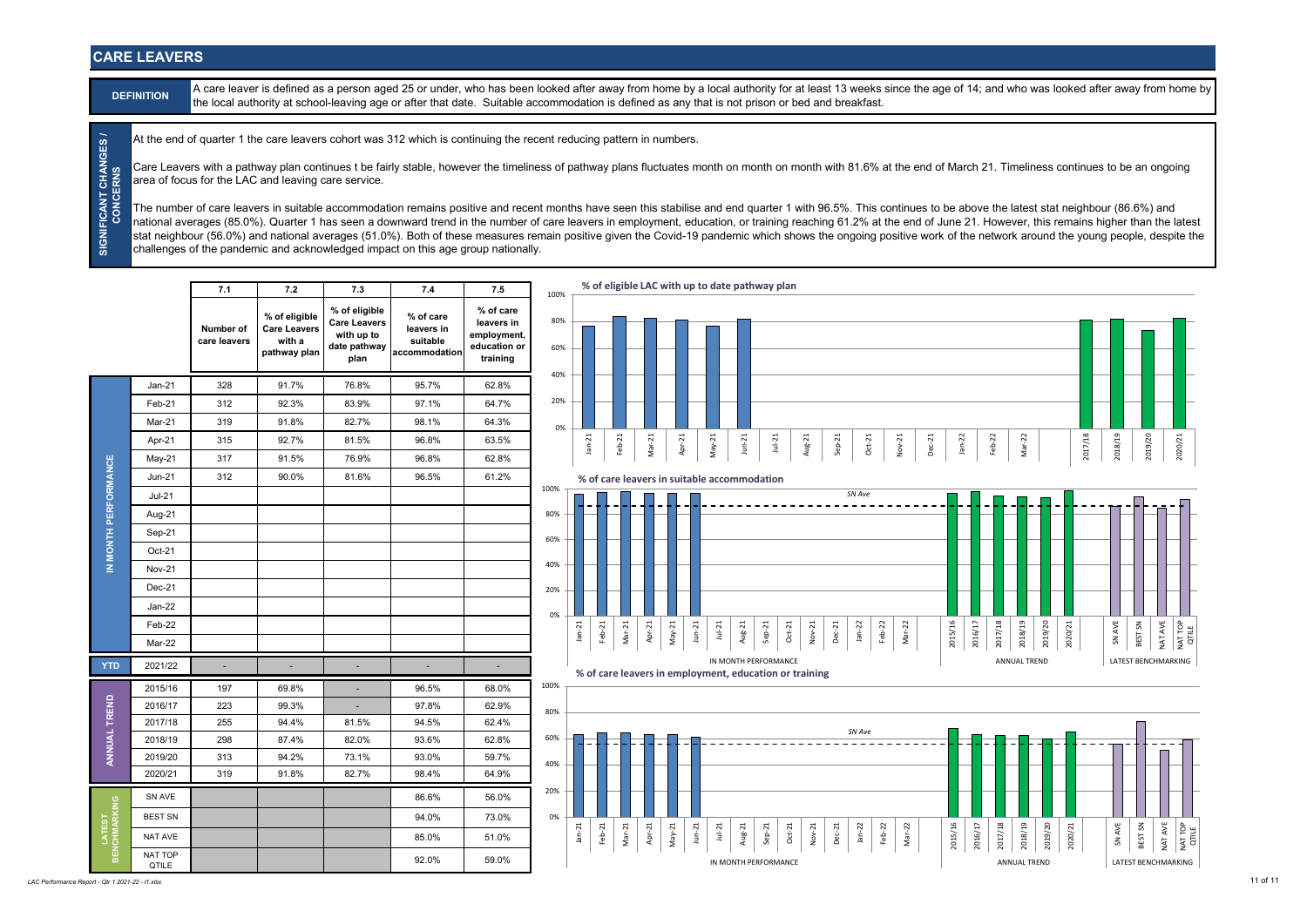# CARE LEAVERS

**DEFINITION**

A care leaver is defined as a person aged 25 or under, who has been looked after away from home by a local authority for at least 13 weeks since the age of 14; and who was looked after away from home by the local authority at school-leaving age or after that date. Suitable accommodation is defined as any that is not prison or bed and breakfast.

**SIGNIFICANT CHANGES / CONCERNS**

At the end of quarter 1 the care leavers cohort was 312 which is continuing the recent reducing pattern in numbers.

Care Leavers with a pathway plan continues t be fairly stable, however the timeliness of pathway plans fluctuates month on month on month with 81.6% at the end of March 21. Timeliness continues to be an ongoing area of focus for the LAC and leaving care service.

The number of care leavers in suitable accommodation remains positive and recent months have seen this stabilise and end quarter 1 with 96.5%. This continues to be above the latest stat neighbour (86.6%) and national averages (85.0%). Quarter 1 has seen a downward trend in the number of care leavers in employment, education, or training reaching 61.2% at the end of June 21. However, this remains higher than the latest stat neighbour (56.0%) and national averages (51.0%). Both of these measures remain positive given the Covid-19 pandemic which shows the ongoing positive work of the network around the young people, despite the challenges of the pandemic and acknowledged impact on this age group nationally.

| | | 7.1 | 7.2 | 7.3 | 7.4 | 7.5 |
|---|---|---|---|---|---|---|
| | | Number of care leavers | % of eligible Care Leavers with a pathway plan | % of eligible Care Leavers with up to date pathway plan | % of care leavers in suitable accommodation | % of care leavers in employment, education or training |
| IN MONTH PERFORMANCE | Jan-21 | 328 | 91.7% | 76.8% | 95.7% | 62.8% |
| | Feb-21 | 312 | 92.3% | 83.9% | 97.1% | 64.7% |
| | Mar-21 | 319 | 91.8% | 82.7% | 98.1% | 64.3% |
| | Apr-21 | 315 | 92.7% | 81.5% | 96.8% | 63.5% |
| | May-21 | 317 | 91.5% | 76.9% | 96.8% | 62.8% |
| | Jun-21 | 312 | 90.0% | 81.6% | 96.5% | 61.2% |
| | Jul-21 | | | | | |
| | Aug-21 | | | | | |
| | Sep-21 | | | | | |
| | Oct-21 | | | | | |
| | Nov-21 | | | | | |
| | Dec-21 | | | | | |
| | Jan-22 | | | | | |
| | Feb-22 | | | | | |
| | Mar-22 | | | | | |
| YTD | 2021/22 | - | - | - | - | - |
| ANNUAL TREND | 2015/16 | 197 | 69.8% | - | 96.5% | 68.0% |
| | 2016/17 | 223 | 99.3% | - | 97.8% | 62.9% |
| | 2017/18 | 255 | 94.4% | 81.5% | 94.5% | 62.4% |
| | 2018/19 | 298 | 87.4% | 82.0% | 93.6% | 62.8% |
| | 2019/20 | 313 | 94.2% | 73.1% | 93.0% | 59.7% |
| | 2020/21 | 319 | 91.8% | 82.7% | 98.4% | 64.9% |
| LATEST BENCHMARKING | SN AVE | | | | 86.6% | 56.0% |
| | BEST SN | | | | 94.0% | 73.0% |
| | NAT AVE | | | | 85.0% | 51.0% |
| | NAT TOP QTILE | | | | 92.0% | 59.0% |

**% of eligible LAC with up to date pathway plan**

**% of care leavers in suitable accommodation**

**% of care leavers in employment, education or training**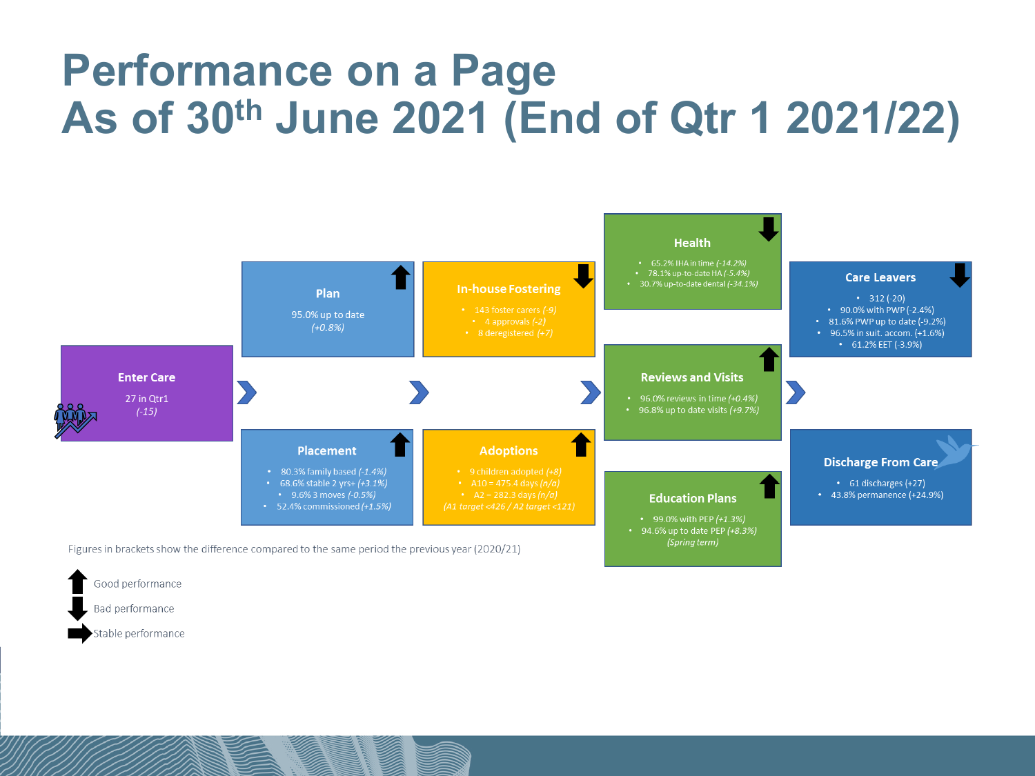# Performance on a Page
# As of 30th June 2021 (End of Qtr 1 2021/22)

### Enter Care

27 in Qtr1
*(-15)*

### Plan

95.0% up to date
*(+0.8%)*

### Placement

- 80.3% family based *(-1.4%)*
- 68.6% stable 2 yrs+ *(+3.1%)*
- 9.6% 3 moves *(-0.5%)*
- 52.4% commissioned *(+1.5%)*

### In-house Fostering

- 143 foster carers *(-9)*
- 4 approvals *(-2)*
- 8 deregistered *(+7)*

### Adoptions

- 9 children adopted *(+8)*
- A10 = 475.4 days *(n/a)*
- A2 = 282.3 days *(n/a)*

*(A1 target <426 / A2 target <121)*

### Health

- 65.2% IHA in time *(-14.2%)*
- 78.1% up-to-date HA *(-5.4%)*
- 30.7% up-to-date dental *(-34.1%)*

### Reviews and Visits

- 96.0% reviews in time *(+0.4%)*
- 96.8% up to date visits *(+9.7%)*

### Education Plans

- 99.0% with PEP *(+1.3%)*
- 94.6% up to date PEP *(+8.3%)*

*(Spring term)*

### Care Leavers

- 312 (-20)
- 90.0% with PWP (-2.4%)
- 81.6% PWP up to date (-9.2%)
- 96.5% in suit. accom. (+1.6%)
- 61.2% EET (-3.9%)

### Discharge From Care

- 61 discharges (+27)
- 43.8% permanence (+24.9%)

Figures in brackets show the difference compared to the same period the previous year (2020/21)

Good performance

Bad performance

Stable performance